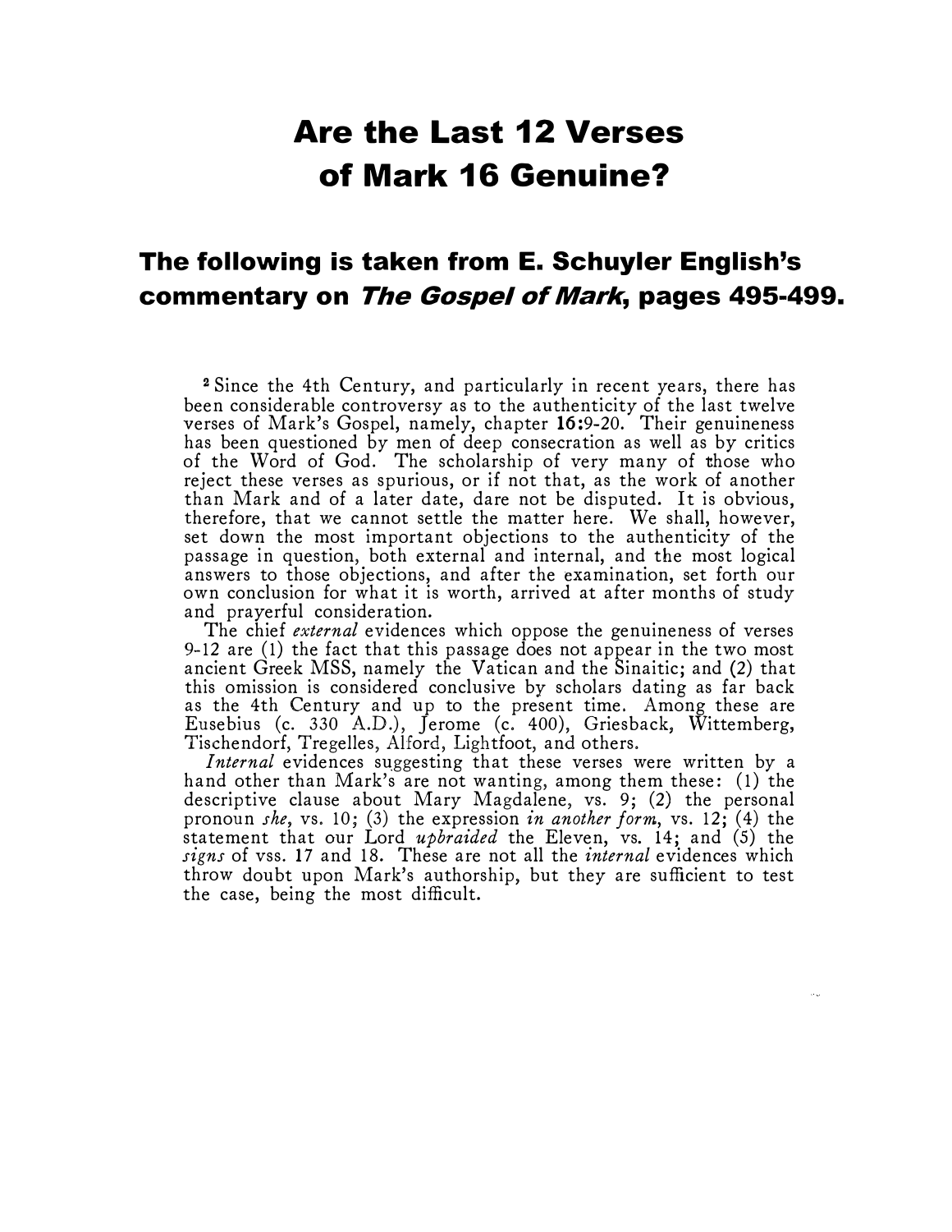# Are the Last 12 Verses of Mark 16 Genuine?

## The following is taken from E. Schuyler English's commentary on *The Gospel of Mark*, pages 495-499.

[2] Since the 4th Century, and particularly in recent years, there has been considerable controversy as to the authenticity of the last twelve verses of Mark's Gospel, namely, chapter **16**:9-20. Their genuineness has been questioned by men of deep consecration as well as by critics of the Word of God. The scholarship of very many of those who reject these verses as spurious, or if not that, as the work of another than Mark and of a later date, dare not be disputed. It is obvious, therefore, that we cannot settle the matter here. We shall, however, set down the most important objections to the authenticity of the passage in question, both external and internal, and the most logical answers to those objections, and after the examination, set forth our own conclusion for what it is worth, arrived at after months of study and prayerful consideration.

The chief *external* evidences which oppose the genuineness of verses 9-12 are (1) the fact that this passage does not appear in the two most ancient Greek MSS, namely the Vatican and the Sinaitic; and (2) that this omission is considered conclusive by scholars dating as far back as the 4th Century and up to the present time. Among these are Eusebius (c. 330 A.D.), Jerome (c. 400), Griesback, Wittemberg, Tischendorf, Tregelles, Alford, Lightfoot, and others.

*Internal* evidences suggesting that these verses were written by a hand other than Mark's are not wanting, among them these: (1) the descriptive clause about Mary Magdalene, vs. 9; (2) the personal pronoun *she*, vs. 10; (3) the expression *in another form*, vs. 12; (4) the statement that our Lord *upbraided* the Eleven, vs. 14; and (5) the *signs* of vss. 17 and 18. These are not all the *internal* evidences which throw doubt upon Mark's authorship, but they are sufficient to test the case, being the most difficult.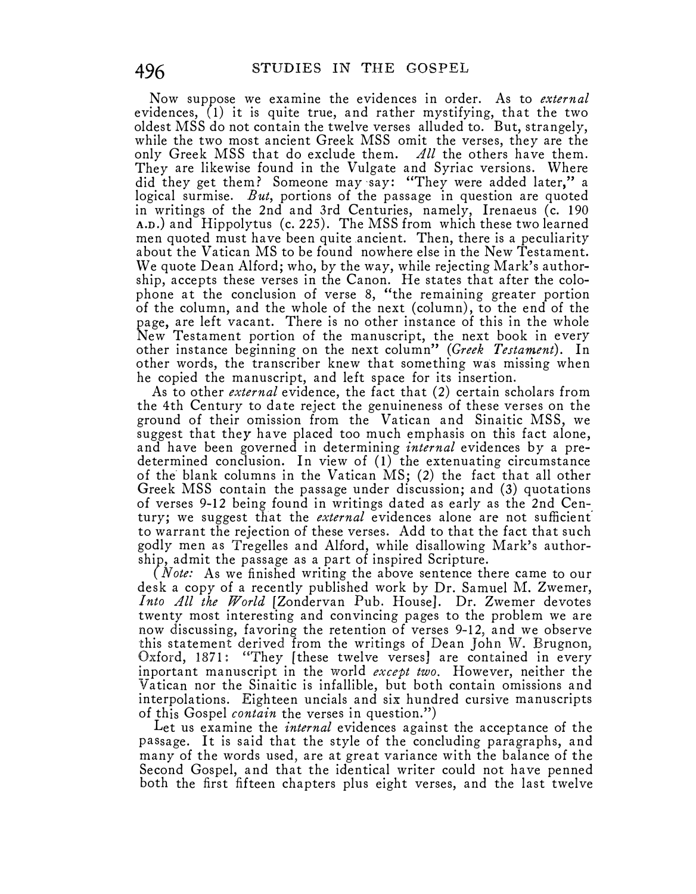Now suppose we examine the evidences in order. As to *external* evidences, (1) it is quite true, and rather mystifying, that the two oldest MSS do not contain the twelve verses alluded to. But, strangely, while the two most ancient Greek MSS omit the verses, they are the only Greek MSS that do exclude them. *All* the others have them. They are likewise found in the Vulgate and Syriac versions. Where did they get them? Someone may say: "They were added later," a logical surmise. *But*, portions of the passage in question are quoted in writings of the 2nd and 3rd Centuries, namely, Irenaeus (c. 190 A.D.) and Hippolytus (c. 225). The MSS from which these two learned men quoted must have been quite ancient. Then, there is a peculiarity about the Vatican MS to be found nowhere else in the New Testament. We quote Dean Alford; who, by the way, while rejecting Mark's authorship, accepts these verses in the Canon. He states that after the colophone at the conclusion of verse 8, "the remaining greater portion of the column, and the whole of the next (column), to the end of the page, are left vacant. There is no other instance of this in the whole New Testament portion of the manuscript, the next book in every other instance beginning on the next column" (*Greek Testament*). In other words, the transcriber knew that something was missing when he copied the manuscript, and left space for its insertion.

As to other *external* evidence, the fact that (2) certain scholars from the 4th Century to date reject the genuineness of these verses on the ground of their omission from the Vatican and Sinaitic MSS, we suggest that they have placed too much emphasis on this fact alone, and have been governed in determining *internal* evidences by a predetermined conclusion. In view of (1) the extenuating circumstance of the blank columns in the Vatican MS; (2) the fact that all other Greek MSS contain the passage under discussion; and (3) quotations of verses 9-12 being found in writings dated as early as the 2nd Century; we suggest that the *external* evidences alone are not sufficient to warrant the rejection of these verses. Add to that the fact that such godly men as Tregelles and Alford, while disallowing Mark's authorship, admit the passage as a part of inspired Scripture.

(*Note:* As we finished writing the above sentence there came to our desk a copy of a recently published work by Dr. Samuel M. Zwemer, *Into All the World* [Zondervan Pub. House]. Dr. Zwemer devotes twenty most interesting and convincing pages to the problem we are now discussing, favoring the retention of verses 9-12, and we observe this statement derived from the writings of Dean John W. Brugnon, Oxford, 1871: "They [these twelve verses] are contained in every inportant manuscript in the world *except two*. However, neither the Vatican nor the Sinaitic is infallible, but both contain omissions and interpolations. Eighteen uncials and six hundred cursive manuscripts of this Gospel *contain* the verses in question.")

Let us examine the *internal* evidences against the acceptance of the passage. It is said that the style of the concluding paragraphs, and many of the words used, are at great variance with the balance of the Second Gospel, and that the identical writer could not have penned both the first fifteen chapters plus eight verses, and the last twelve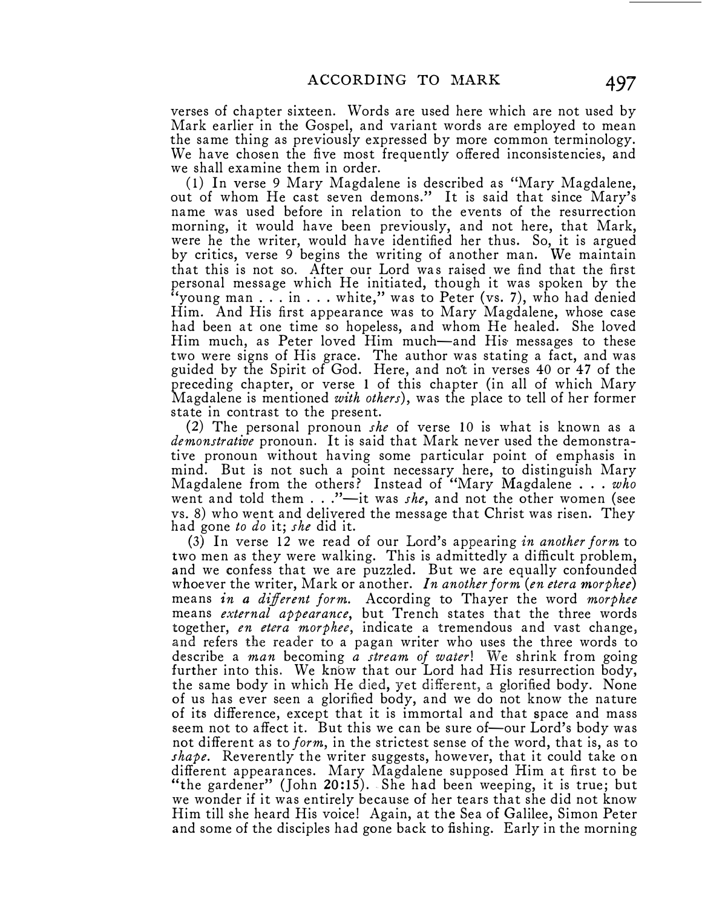verses of chapter sixteen. Words are used here which are not used by Mark earlier in the Gospel, and variant words are employed to mean the same thing as previously expressed by more common terminology. We have chosen the five most frequently offered inconsistencies, and we shall examine them in order.

(1) In verse 9 Mary Magdalene is described as "Mary Magdalene, out of whom He cast seven demons." It is said that since Mary's name was used before in relation to the events of the resurrection morning, it would have been previously, and not here, that Mark, were he the writer, would have identified her thus. So, it is argued by critics, verse 9 begins the writing of another man. We maintain that this is not so. After our Lord was raised we find that the first personal message which He initiated, though it was spoken by the "young man . . . in . . . white," was to Peter (vs. 7), who had denied Him. And His first appearance was to Mary Magdalene, whose case had been at one time so hopeless, and whom He healed. She loved Him much, as Peter loved Him much—and His messages to these two were signs of His grace. The author was stating a fact, and was guided by the Spirit of God. Here, and not in verses 40 or 47 of the preceding chapter, or verse 1 of this chapter (in all of which Mary Magdalene is mentioned *with others*), was the place to tell of her former state in contrast to the present.

(2) The personal pronoun *she* of verse 10 is what is known as a *demonstrative* pronoun. It is said that Mark never used the demonstrative pronoun without having some particular point of emphasis in mind. But is not such a point necessary here, to distinguish Mary Magdalene from the others? Instead of "Mary Magdalene . . . *who* went and told them . . ."—it was *she*, and not the other women (see vs. 8) who went and delivered the message that Christ was risen. They had gone *to do* it; *she* did it.

(3) In verse 12 we read of our Lord's appearing *in another form* to two men as they were walking. This is admittedly a difficult problem, and we confess that we are puzzled. But we are equally confounded whoever the writer, Mark or another. *In another form* (*en etera morphee*) means *in a different form.* According to Thayer the word *morphee* means *external appearance*, but Trench states that the three words together, *en etera morphee*, indicate a tremendous and vast change, and refers the reader to a pagan writer who uses the three words to describe a *man* becoming *a stream of water*! We shrink from going further into this. We know that our Lord had His resurrection body, the same body in which He died, yet different, a glorified body. None of us has ever seen a glorified body, and we do not know the nature of its difference, except that it is immortal and that space and mass seem not to affect it. But this we can be sure of—our Lord's body was not different as to *form*, in the strictest sense of the word, that is, as to *shape*. Reverently the writer suggests, however, that it could take on different appearances. Mary Magdalene supposed Him at first to be "the gardener" (John **20:15**). She had been weeping, it is true; but we wonder if it was entirely because of her tears that she did not know Him till she heard His voice! Again, at the Sea of Galilee, Simon Peter and some of the disciples had gone back to fishing. Early in the morning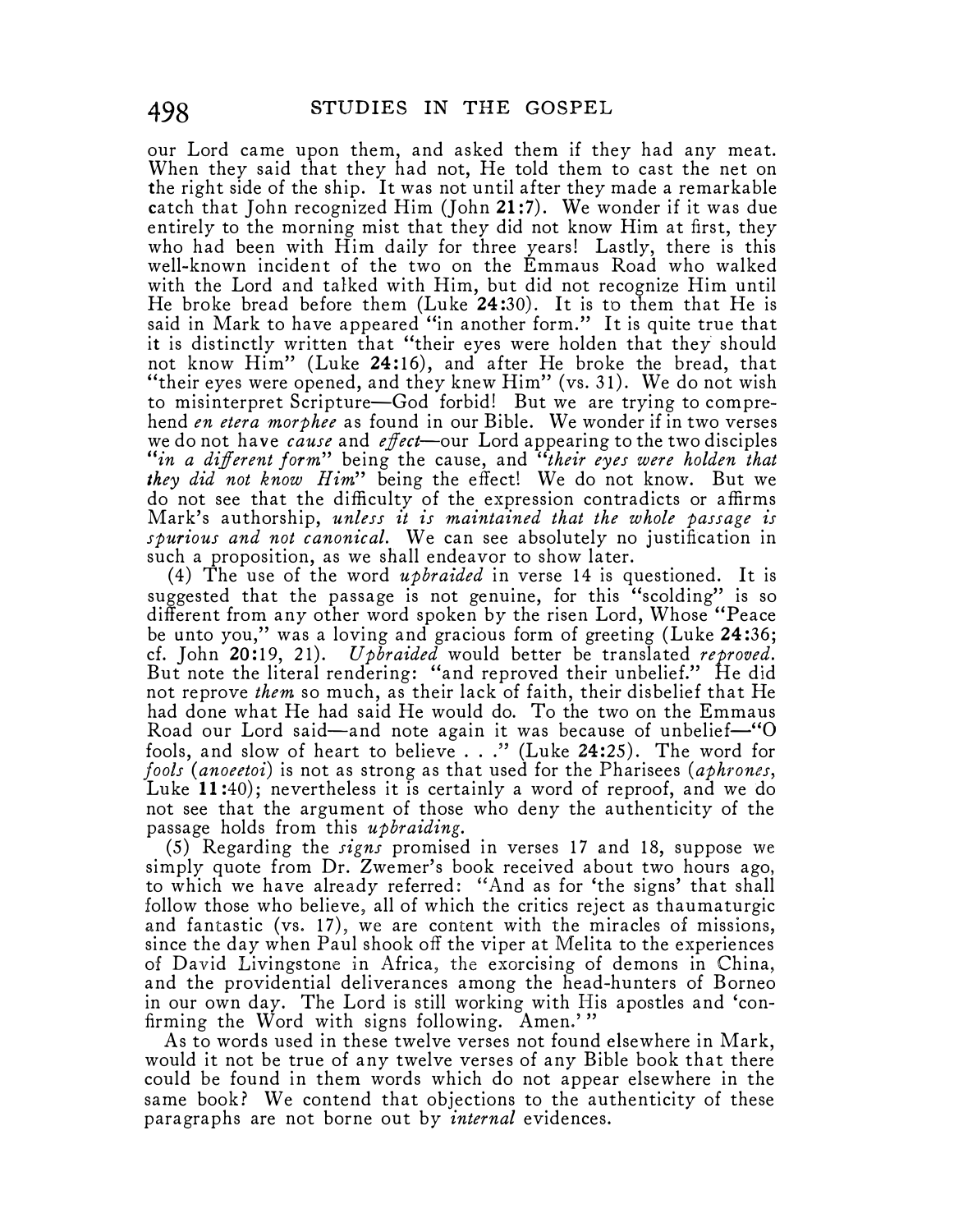our Lord came upon them, and asked them if they had any meat. When they said that they had not, He told them to cast the net on the right side of the ship. It was not until after they made a remarkable catch that John recognized Him (John **21**:7). We wonder if it was due entirely to the morning mist that they did not know Him at first, they who had been with Him daily for three years! Lastly, there is this well-known incident of the two on the Emmaus Road who walked with the Lord and talked with Him, but did not recognize Him until He broke bread before them (Luke **24**:30). It is to them that He is said in Mark to have appeared "in another form." It is quite true that it is distinctly written that "their eyes were holden that they should not know Him" (Luke **24**:16), and after He broke the bread, that "their eyes were opened, and they knew Him" (vs. 31). We do not wish to misinterpret Scripture—God forbid! But we are trying to comprehend *en etera morphee* as found in our Bible. We wonder if in two verses we do not have *cause* and *effect*—our Lord appearing to the two disciples "*in a different form*" being the cause, and "*their eyes were holden that they did not know Him*" being the effect! We do not know. But we do not see that the difficulty of the expression contradicts or affirms Mark's authorship, *unless it is maintained that the whole passage is spurious and not canonical.* We can see absolutely no justification in such a proposition, as we shall endeavor to show later.

(4) The use of the word *upbraided* in verse 14 is questioned. It is suggested that the passage is not genuine, for this "scolding" is so different from any other word spoken by the risen Lord, Whose "Peace be unto you," was a loving and gracious form of greeting (Luke **24**:36; cf. John **20**:19, 21). *Upbraided* would better be translated *reproved.* But note the literal rendering: "and reproved their unbelief." He did not reprove *them* so much, as their lack of faith, their disbelief that He had done what He had said He would do. To the two on the Emmaus Road our Lord said—and note again it was because of unbelief—"O fools, and slow of heart to believe . . ." (Luke **24**:25). The word for *fools* (*anoeetoi*) is not as strong as that used for the Pharisees (*aphrones*, Luke **11**:40); nevertheless it is certainly a word of reproof, and we do not see that the argument of those who deny the authenticity of the passage holds from this *upbraiding.*

(5) Regarding the *signs* promised in verses 17 and 18, suppose we simply quote from Dr. Zwemer's book received about two hours ago, to which we have already referred: "And as for 'the signs' that shall follow those who believe, all of which the critics reject as thaumaturgic and fantastic (vs. 17), we are content with the miracles of missions, since the day when Paul shook off the viper at Melita to the experiences of David Livingstone in Africa, the exorcising of demons in China, and the providential deliverances among the head-hunters of Borneo in our own day. The Lord is still working with His apostles and 'confirming the Word with signs following. Amen.'"

As to words used in these twelve verses not found elsewhere in Mark, would it not be true of any twelve verses of any Bible book that there could be found in them words which do not appear elsewhere in the same book? We contend that objections to the authenticity of these paragraphs are not borne out by *internal* evidences.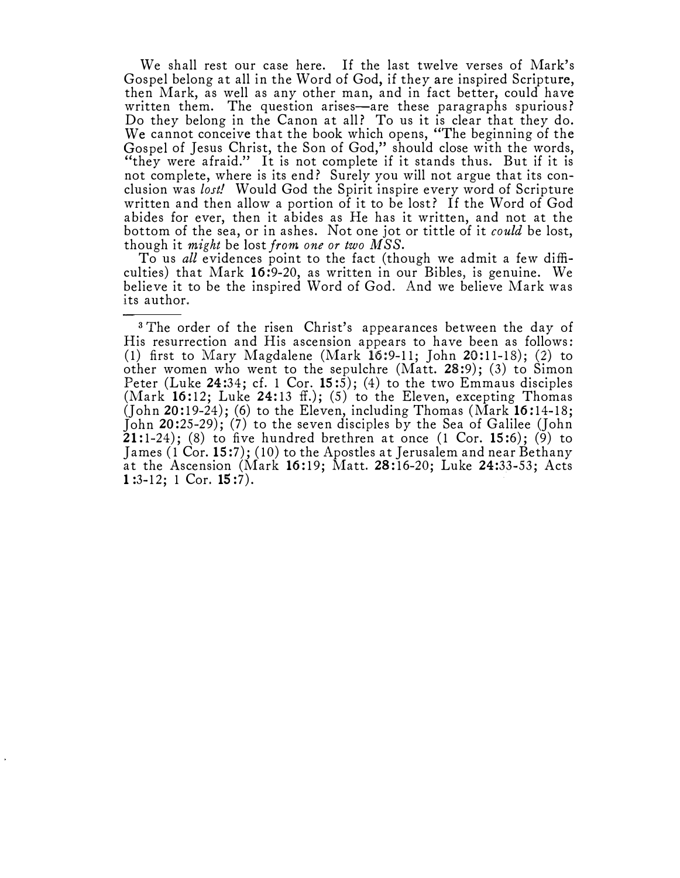We shall rest our case here. If the last twelve verses of Mark's Gospel belong at all in the Word of God, if they are inspired Scripture, then Mark, as well as any other man, and in fact better, could have written them. The question arises—are these paragraphs spurious? Do they belong in the Canon at all? To us it is clear that they do. We cannot conceive that the book which opens, "The beginning of the Gospel of Jesus Christ, the Son of God," should close with the words, "they were afraid." It is not complete if it stands thus. But if it is not complete, where is its end? Surely you will not argue that its conclusion was *lost!* Would God the Spirit inspire every word of Scripture written and then allow a portion of it to be lost? If the Word of God abides for ever, then it abides as He has it written, and not at the bottom of the sea, or in ashes. Not one jot or tittle of it *could* be lost, though it *might* be lost *from one or two MSS.*

To us *all* evidences point to the fact (though we admit a few difficulties) that Mark **16**:9-20, as written in our Bibles, is genuine. We believe it to be the inspired Word of God. And we believe Mark was its author.

---

[3] The order of the risen Christ's appearances between the day of His resurrection and His ascension appears to have been as follows: (1) first to Mary Magdalene (Mark **16**:9-11; John **20**:11-18); (2) to other women who went to the sepulchre (Matt. **28**:9); (3) to Simon Peter (Luke **24**:34; cf. 1 Cor. **15**:5); (4) to the two Emmaus disciples (Mark **16**:12; Luke **24**:13 ff.); (5) to the Eleven, excepting Thomas (John **20**:19-24); (6) to the Eleven, including Thomas (Mark **16**:14-18; John **20**:25-29); (7) to the seven disciples by the Sea of Galilee (John **21**:1-24); (8) to five hundred brethren at once (1 Cor. **15**:6); (9) to James (1 Cor. **15**:7); (10) to the Apostles at Jerusalem and near Bethany at the Ascension (Mark **16**:19; Matt. **28**:16-20; Luke **24**:33-53; Acts **1**:3-12; 1 Cor. **15**:7).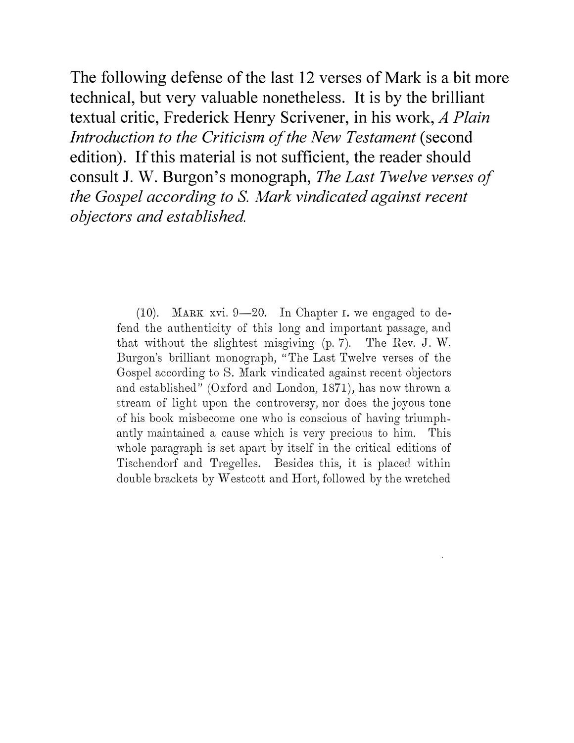The following defense of the last 12 verses of Mark is a bit more technical, but very valuable nonetheless. It is by the brilliant textual critic, Frederick Henry Scrivener, in his work, *A Plain Introduction to the Criticism of the New Testament* (second edition). If this material is not sufficient, the reader should consult J. W. Burgon's monograph, *The Last Twelve verses of the Gospel according to S. Mark vindicated against recent objectors and established.*

(10). MARK xvi. 9—20. In Chapter I. we engaged to defend the authenticity of this long and important passage, and that without the slightest misgiving (p. 7). The Rev. J. W. Burgon's brilliant monograph, "The Last Twelve verses of the Gospel according to S. Mark vindicated against recent objectors and established" (Oxford and London, 1871), has now thrown a stream of light upon the controversy, nor does the joyous tone of his book misbecome one who is conscious of having triumphantly maintained a cause which is very precious to him. This whole paragraph is set apart by itself in the critical editions of Tischendorf and Tregelles. Besides this, it is placed within double brackets by Westcott and Hort, followed by the wretched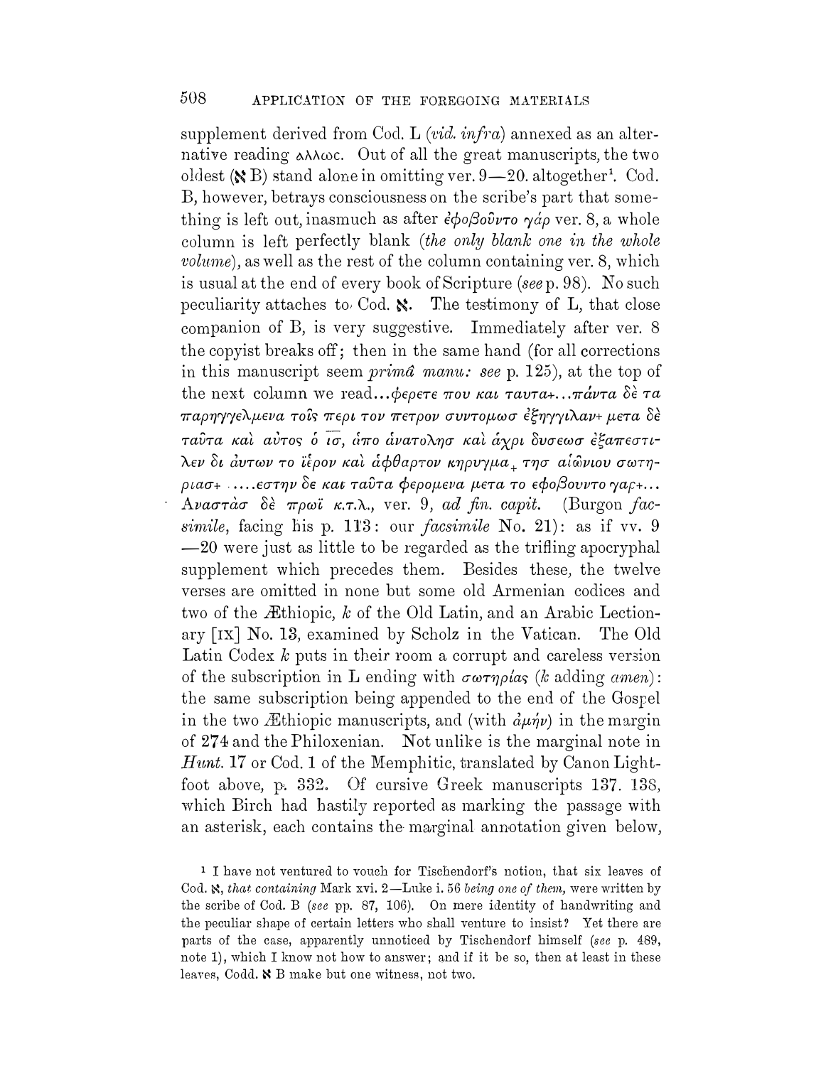supplement derived from Cod. L (*vid. infra*) annexed as an alternative reading ἀλλως. Out of all the great manuscripts, the two oldest (ℵ B) stand alone in omitting ver. 9—20. altogether[1]. Cod. B, however, betrays consciousness on the scribe's part that something is left out, inasmuch as after ἐφοβοῦντο γάρ ver. 8, a whole column is left perfectly blank (*the only blank one in the whole volume*), as well as the rest of the column containing ver. 8, which is usual at the end of every book of Scripture (*see* p. 98). No such peculiarity attaches to Cod. ℵ. The testimony of L, that close companion of B, is very suggestive. Immediately after ver. 8 the copyist breaks off; then in the same hand (for all corrections in this manuscript seem *primâ manu: see* p. 125), at the top of the next column we read...φερετε που και ταυτα+...πάντα δὲ τα παρηγγελμενα τοῖς περι τον πετρον συντομωσ ἐξηγγιλαν+ μετα δὲ ταῦτα καὶ αὐτος ὁ ι̅σ̅, ἀπο ἀνατοληѕ καὶ ἀχρι δυσεωσ ἐξαπεστιλεν δι αυτων το ἱερον καὶ ἀφθαρτον κηρυγμα+ τησ αἰῶνιου σωτηριασ+ ....εστην δε και ταῦτα φερομενα μετα το εφοβουντο γαρ+... Ἀναστὰσ δὲ πρωϊ κ.τ.λ., ver. 9, *ad fin. capit.* (Burgon *facsimile*, facing his p. 113: our *facsimile* No. 21): as if vv. 9—20 were just as little to be regarded as the trifling apocryphal supplement which precedes them. Besides these, the twelve verses are omitted in none but some old Armenian codices and two of the Æthiopic, *k* of the Old Latin, and an Arabic Lectionary [IX] No. 13, examined by Scholz in the Vatican. The Old Latin Codex *k* puts in their room a corrupt and careless version of the subscription in L ending with σωτηρίας (*k* adding *amen*): the same subscription being appended to the end of the Gospel in the two Æthiopic manuscripts, and (with ἀμήν) in the margin of 274 and the Philoxenian. Not unlike is the marginal note in *Hunt.* 17 or Cod. 1 of the Memphitic, translated by Canon Lightfoot above, p. 332. Of cursive Greek manuscripts 137. 138, which Birch had hastily reported as marking the passage with an asterisk, each contains the marginal annotation given below,

[1] I have not ventured to vouch for Tischendorf's notion, that six leaves of Cod. ℵ, *that containing* Mark xvi. 2—Luke i. 56 *being one of them*, were written by the scribe of Cod. B (*see* pp. 87, 106). On mere identity of handwriting and the peculiar shape of certain letters who shall venture to insist? Yet there are parts of the case, apparently unnoticed by Tischendorf himself (*see* p. 489, note 1), which I know not how to answer; and if it be so, then at least in these leaves, Codd. ℵ B make but one witness, not two.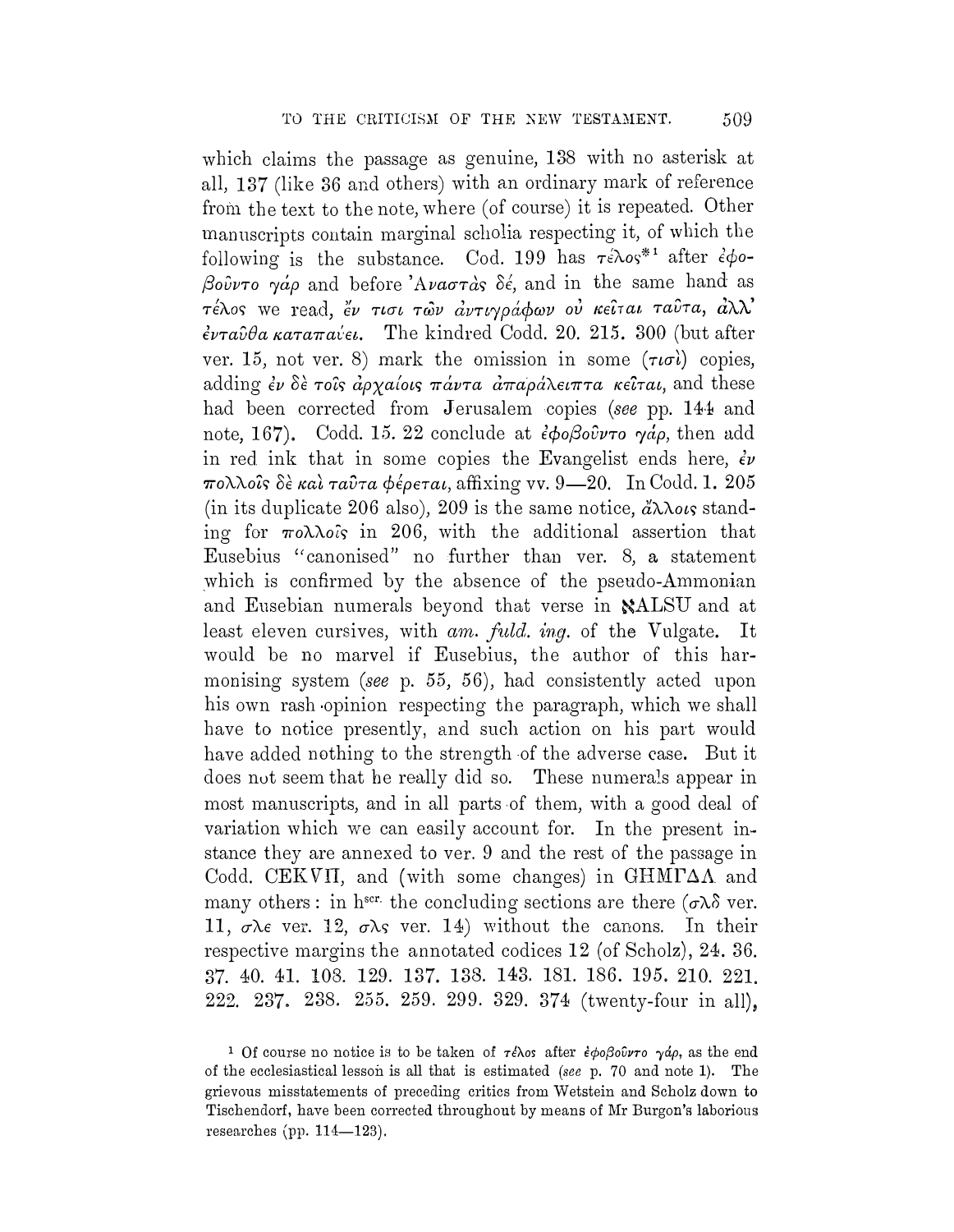which claims the passage as genuine, 138 with no asterisk at all, 137 (like 36 and others) with an ordinary mark of reference from the text to the note, where (of course) it is repeated. Other manuscripts contain marginal scholia respecting it, of which the following is the substance. Cod. 199 has τέλος*[1] after ἐφοβοῦντο γάρ and before Ἀναστὰς δέ, and in the same hand as τέλος we read, ἔν τισι τῶν ἀντιγράφων οὐ κεῖται ταῦτα, ἀλλ' ἐνταῦθα καταπαύει. The kindred Codd. 20. 215. 300 (but after ver. 15, not ver. 8) mark the omission in some (τισὶ) copies, adding ἐν δὲ τοῖς ἀρχαίοις πάντα ἀπαράλειπτα κεῖται, and these had been corrected from Jerusalem copies (*see* pp. 144 and note, 167). Codd. 15. 22 conclude at ἐφοβοῦντο γάρ, then add in red ink that in some copies the Evangelist ends here, ἐν πολλοῖς δὲ καὶ ταῦτα φέρεται, affixing vv. 9—20. In Codd. 1. 205 (in its duplicate 206 also), 209 is the same notice, ἄλλοις standing for πολλοῖς in 206, with the additional assertion that Eusebius "canonised" no further than ver. 8, a statement which is confirmed by the absence of the pseudo-Ammonian and Eusebian numerals beyond that verse in ℵALSU and at least eleven cursives, with *am. fuld. ing.* of the Vulgate. It would be no marvel if Eusebius, the author of this harmonising system (*see* p. 55, 56), had consistently acted upon his own rash opinion respecting the paragraph, which we shall have to notice presently, and such action on his part would have added nothing to the strength of the adverse case. But it does not seem that he really did so. These numerals appear in most manuscripts, and in all parts of them, with a good deal of variation which we can easily account for. In the present instance they are annexed to ver. 9 and the rest of the passage in Codd. CEKVΠ, and (with some changes) in GHMΓΔΛ and many others: in h^scr. the concluding sections are there (σλδ ver. 11, σλε ver. 12, σλς ver. 14) without the canons. In their respective margins the annotated codices 12 (of Scholz), 24. 36. 37. 40. 41. 108. 129. 137. 138. 143. 181. 186. 195. 210. 221. 222. 237. 238. 255. 259. 299. 329. 374 (twenty-four in all),

[1] Of course no notice is to be taken of τέλος after ἐφοβοῦντο γάρ, as the end of the ecclesiastical lesson is all that is estimated (*see* p. 70 and note 1). The grievous misstatements of preceding critics from Wetstein and Scholz down to Tischendorf, have been corrected throughout by means of Mr Burgon's laborious researches (pp. 114—123).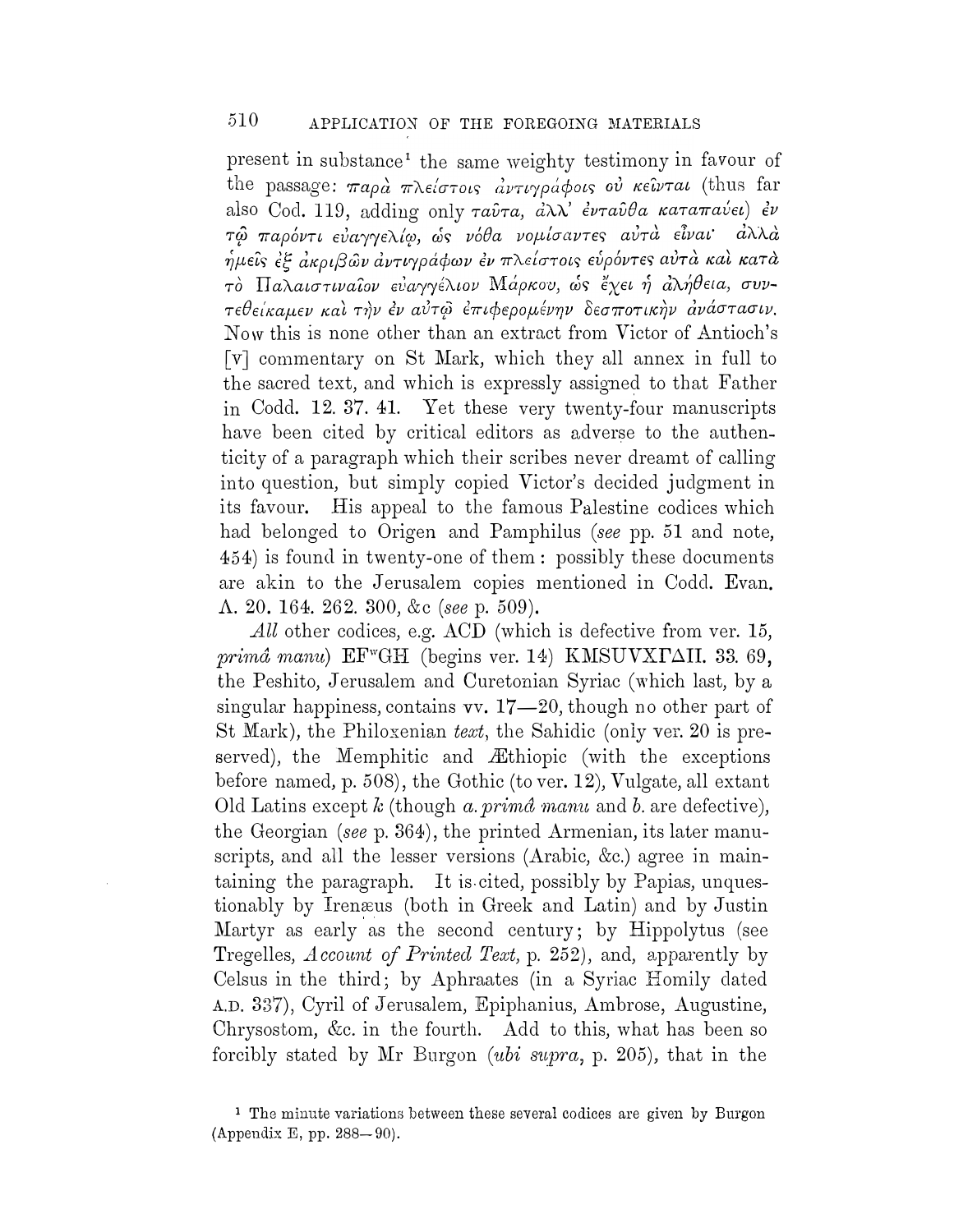present in substance[1] the same weighty testimony in favour of the passage: παρὰ πλείστοις ἀντιγράφοις οὐ κεῖνται (thus far also Cod. 119, adding only ταῦτα, ἀλλ' ἐνταῦθα καταπαύει) ἐν τῷ παρόντι εὐαγγελίῳ, ὡς νόθα νομίσαντες αὐτὰ εἶναι· ἀλλὰ ἡμεῖς ἐξ ἀκριβῶν ἀντιγράφων ἐν πλείστοις εὑρόντες αὐτὰ καὶ κατὰ τὸ Παλαιστιναῖον εὐαγγέλιον Μάρκου, ὡς ἔχει ἡ ἀλήθεια, συντεθείκαμεν καὶ τὴν ἐν αὐτῷ ἐπιφερομένην δεσποτικὴν ἀνάστασιν. Now this is none other than an extract from Victor of Antioch's [v] commentary on St Mark, which they all annex in full to the sacred text, and which is expressly assigned to that Father in Codd. 12. 37. 41. Yet these very twenty-four manuscripts have been cited by critical editors as adverse to the authenticity of a paragraph which their scribes never dreamt of calling into question, but simply copied Victor's decided judgment in its favour. His appeal to the famous Palestine codices which had belonged to Origen and Pamphilus (*see* pp. 51 and note, 454) is found in twenty-one of them: possibly these documents are akin to the Jerusalem copies mentioned in Codd. Evan. Λ. 20. 164. 262. 300, &c (*see* p. 509).

*All* other codices, e.g. ACD (which is defective from ver. 15, *primâ manu*) EF[w]GH (begins ver. 14) KMSUVXΓΔΠ. 33. 69, the Peshito, Jerusalem and Curetonian Syriac (which last, by a singular happiness, contains vv. 17—20, though no other part of St Mark), the Philoxenian *text*, the Sahidic (only ver. 20 is preserved), the Memphitic and Æthiopic (with the exceptions before named, p. 508), the Gothic (to ver. 12), Vulgate, all extant Old Latins except *k* (though *a. primâ manu* and *b.* are defective), the Georgian (*see* p. 364), the printed Armenian, its later manuscripts, and all the lesser versions (Arabic, &c.) agree in maintaining the paragraph. It is cited, possibly by Papias, unquestionably by Irenæus (both in Greek and Latin) and by Justin Martyr as early as the second century; by Hippolytus (see Tregelles, *Account of Printed Text*, p. 252), and, apparently by Celsus in the third; by Aphraates (in a Syriac Homily dated A.D. 337), Cyril of Jerusalem, Epiphanius, Ambrose, Augustine, Chrysostom, &c. in the fourth. Add to this, what has been so forcibly stated by Mr Burgon (*ubi supra*, p. 205), that in the

[1] The minute variations between these several codices are given by Burgon (Appendix E, pp. 288—90).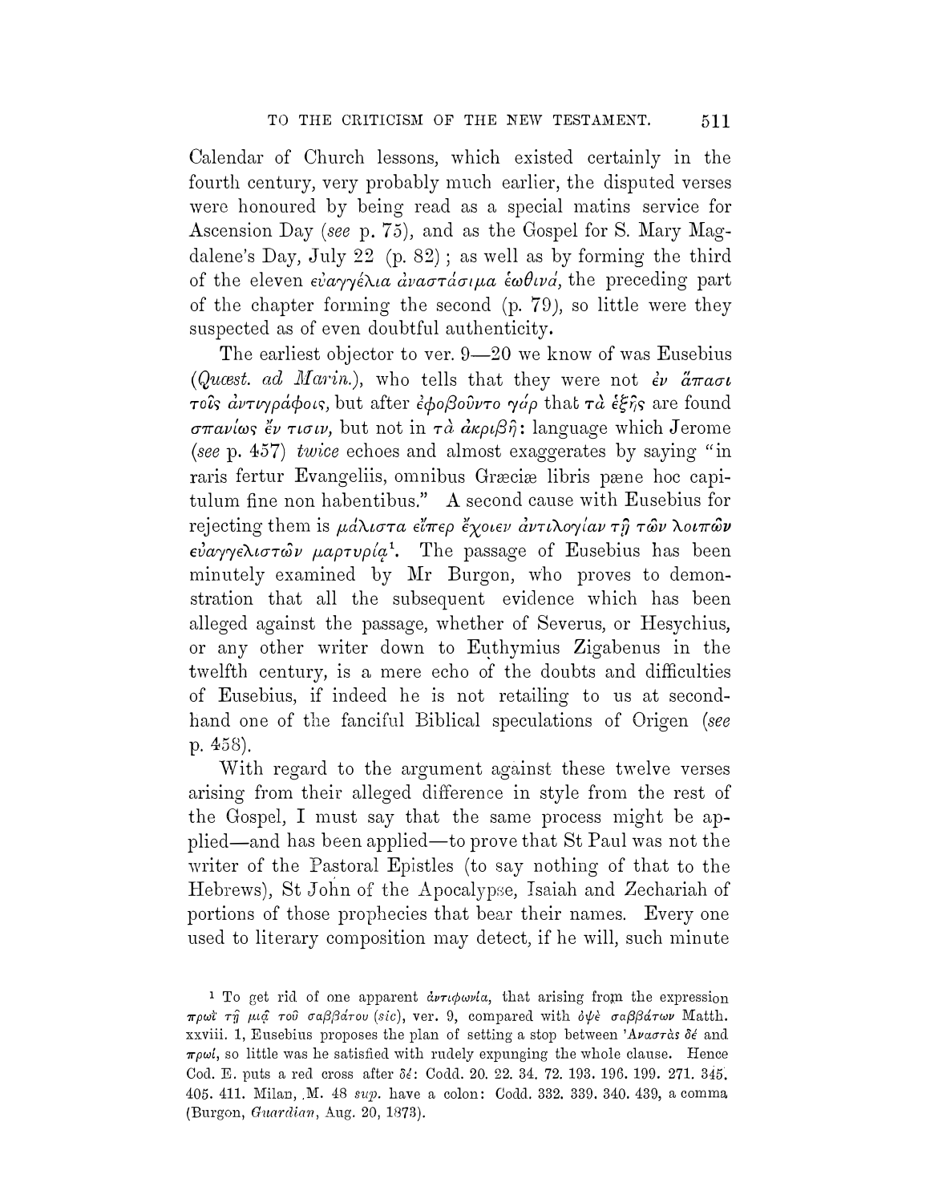Calendar of Church lessons, which existed certainly in the fourth century, very probably much earlier, the disputed verses were honoured by being read as a special matins service for Ascension Day (*see* p. 75), and as the Gospel for S. Mary Magdalene's Day, July 22 (p. 82); as well as by forming the third of the eleven *εὐαγγέλια ἀναστάσιμα ἑωθινά*, the preceding part of the chapter forming the second (p. 79), so little were they suspected as of even doubtful authenticity.

The earliest objector to ver. 9—20 we know of was Eusebius (*Quæst. ad Marin.*), who tells that they were not *ἐν ἅπασι τοῖς ἀντιγράφοις*, but after *ἐφοβοῦντο γάρ* that *τὰ ἑξῆς* are found *σπανίως ἔν τισιν*, but not in *τὰ ἀκριβῆ*: language which Jerome (*see* p. 457) *twice* echoes and almost exaggerates by saying "in raris fertur Evangeliis, omnibus Græciæ libris pæne hoc capitulum fine non habentibus." A second cause with Eusebius for rejecting them is *μάλιστα εἴπερ ἔχοιεν ἀντιλογίαν τῇ τῶν λοιπῶν εὐαγγελιστῶν μαρτυρίᾳ*[1]. The passage of Eusebius has been minutely examined by Mr Burgon, who proves to demonstration that all the subsequent evidence which has been alleged against the passage, whether of Severus, or Hesychius, or any other writer down to Euthymius Zigabenus in the twelfth century, is a mere echo of the doubts and difficulties of Eusebius, if indeed he is not retailing to us at second-hand one of the fanciful Biblical speculations of Origen (*see* p. 458).

With regard to the argument against these twelve verses arising from their alleged difference in style from the rest of the Gospel, I must say that the same process might be applied—and has been applied—to prove that St Paul was not the writer of the Pastoral Epistles (to say nothing of that to the Hebrews), St John of the Apocalypse, Isaiah and Zechariah of portions of those prophecies that bear their names. Every one used to literary composition may detect, if he will, such minute

---

[1] To get rid of one apparent *ἀντιφωνία*, that arising from the expression *πρωὶ τῇ μιᾷ τοῦ σαββάτου* (*sic*), ver. 9, compared with *ὀψὲ σαββάτων* Matth. xxviii. 1, Eusebius proposes the plan of setting a stop between *Ἀναστὰς δέ* and *πρωί*, so little was he satisfied with rudely expunging the whole clause. Hence Cod. E. puts a red cross after *δέ*: Codd. 20. 22. 34. 72. 193. 196. 199. 271. 345. 405. 411. Milan, M. 48 *sup.* have a colon: Codd. 332. 339. 340. 439, a comma (Burgon, *Guardian*, Aug. 20, 1873).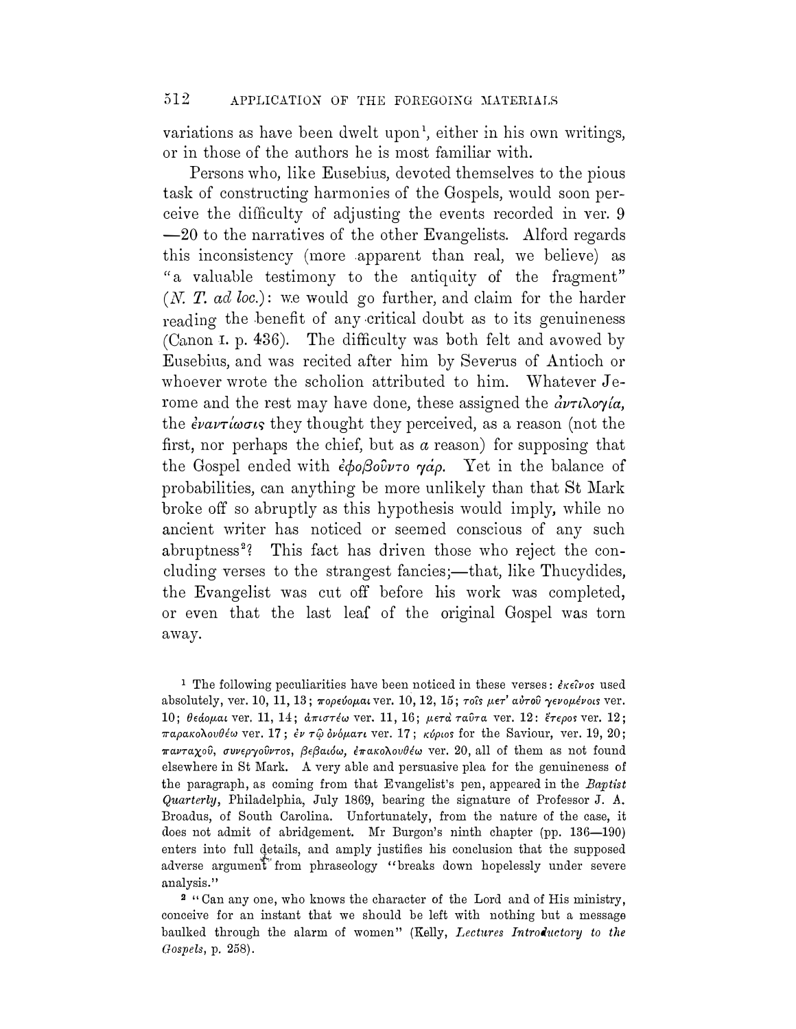variations as have been dwelt upon[1], either in his own writings, or in those of the authors he is most familiar with.

Persons who, like Eusebius, devoted themselves to the pious task of constructing harmonies of the Gospels, would soon perceive the difficulty of adjusting the events recorded in ver. 9—20 to the narratives of the other Evangelists. Alford regards this inconsistency (more apparent than real, we believe) as "a valuable testimony to the antiquity of the fragment" (*N. T. ad loc.*): we would go further, and claim for the harder reading the benefit of any critical doubt as to its genuineness (Canon I. p. 436). The difficulty was both felt and avowed by Eusebius, and was recited after him by Severus of Antioch or whoever wrote the scholion attributed to him. Whatever Jerome and the rest may have done, these assigned the *ἀντιλογία*, the *ἐναντίωσις* they thought they perceived, as a reason (not the first, nor perhaps the chief, but as *a* reason) for supposing that the Gospel ended with *ἐφοβοῦντο γάρ*. Yet in the balance of probabilities, can anything be more unlikely than that St Mark broke off so abruptly as this hypothesis would imply, while no ancient writer has noticed or seemed conscious of any such abruptness[2]? This fact has driven those who reject the concluding verses to the strangest fancies;—that, like Thucydides, the Evangelist was cut off before his work was completed, or even that the last leaf of the original Gospel was torn away.

[1] The following peculiarities have been noticed in these verses: *ἐκεῖνος* used absolutely, ver. 10, 11, 13; *πορεύομαι* ver. 10, 12, 15; *τοῖς μετ' αὐτοῦ γενομένοις* ver. 10; *θεάομαι* ver. 11, 14; *ἀπιστέω* ver. 11, 16; *μετὰ ταῦτα* ver. 12: *ἕτερος* ver. 12; *παρακολουθέω* ver. 17; *ἐν τῷ ὀνόματι* ver. 17; *κύριος* for the Saviour, ver. 19, 20; *πανταχοῦ*, *συνεργοῦντος*, *βεβαιόω*, *ἐπακολουθέω* ver. 20, all of them as not found elsewhere in St Mark. A very able and persuasive plea for the genuineness of the paragraph, as coming from that Evangelist's pen, appeared in the *Baptist Quarterly*, Philadelphia, July 1869, bearing the signature of Professor J. A. Broadus, of South Carolina. Unfortunately, from the nature of the case, it does not admit of abridgement. Mr Burgon's ninth chapter (pp. 136—190) enters into full details, and amply justifies his conclusion that the supposed adverse argument from phraseology "breaks down hopelessly under severe analysis."

[2] "Can any one, who knows the character of the Lord and of His ministry, conceive for an instant that we should be left with nothing but a message baulked through the alarm of women" (Kelly, *Lectures Introductory to the Gospels*, p. 258).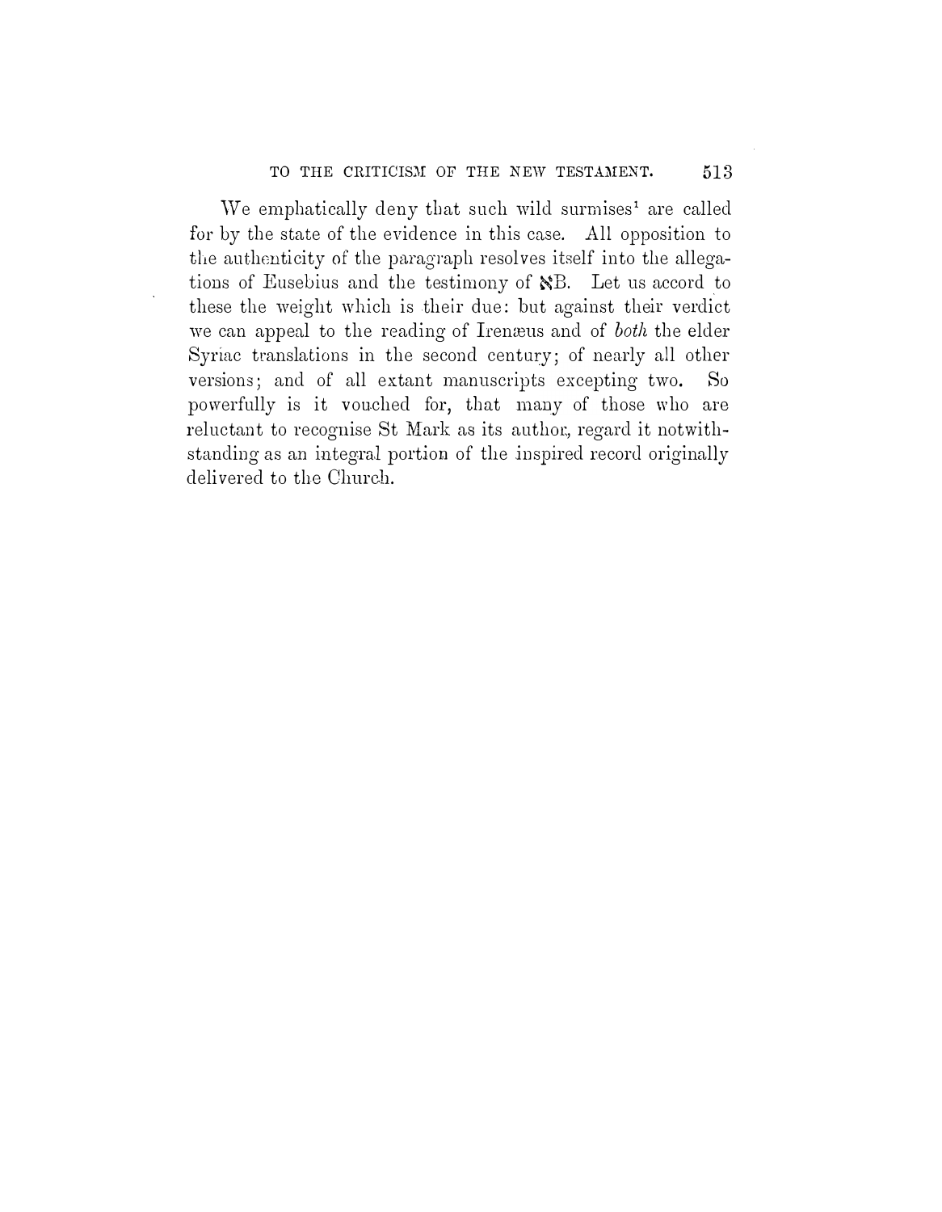We emphatically deny that such wild surmises[1] are called for by the state of the evidence in this case. All opposition to the authenticity of the paragraph resolves itself into the allegations of Eusebius and the testimony of ℵB. Let us accord to these the weight which is their due: but against their verdict we can appeal to the reading of Irenæus and of *both* the elder Syriac translations in the second century; of nearly all other versions; and of all extant manuscripts excepting two. So powerfully is it vouched for, that many of those who are reluctant to recognise St Mark as its author, regard it notwithstanding as an integral portion of the inspired record originally delivered to the Church.